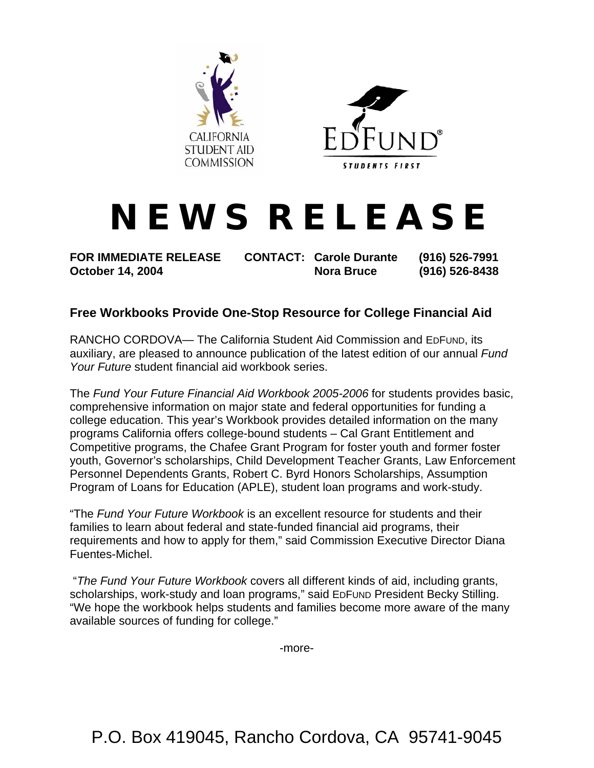CALIFORNIA STUDENT AID COMMISSION

EDFUND®
STUDENTS FIRST

# NEWS RELEASE

**FOR IMMEDIATE RELEASE** **CONTACT: Carole Durante (916) 526-7991**
**October 14, 2004** **Nora Bruce (916) 526-8438**

## Free Workbooks Provide One-Stop Resource for College Financial Aid

RANCHO CORDOVA— The California Student Aid Commission and EDFUND, its auxiliary, are pleased to announce publication of the latest edition of our annual *Fund Your Future* student financial aid workbook series.

The *Fund Your Future Financial Aid Workbook 2005-2006* for students provides basic, comprehensive information on major state and federal opportunities for funding a college education. This year's Workbook provides detailed information on the many programs California offers college-bound students – Cal Grant Entitlement and Competitive programs, the Chafee Grant Program for foster youth and former foster youth, Governor's scholarships, Child Development Teacher Grants, Law Enforcement Personnel Dependents Grants, Robert C. Byrd Honors Scholarships, Assumption Program of Loans for Education (APLE), student loan programs and work-study.

"The *Fund Your Future Workbook* is an excellent resource for students and their families to learn about federal and state-funded financial aid programs, their requirements and how to apply for them," said Commission Executive Director Diana Fuentes-Michel.

"*The Fund Your Future Workbook* covers all different kinds of aid, including grants, scholarships, work-study and loan programs," said EDFUND President Becky Stilling. "We hope the workbook helps students and families become more aware of the many available sources of funding for college."

-more-

P.O. Box 419045, Rancho Cordova, CA 95741-9045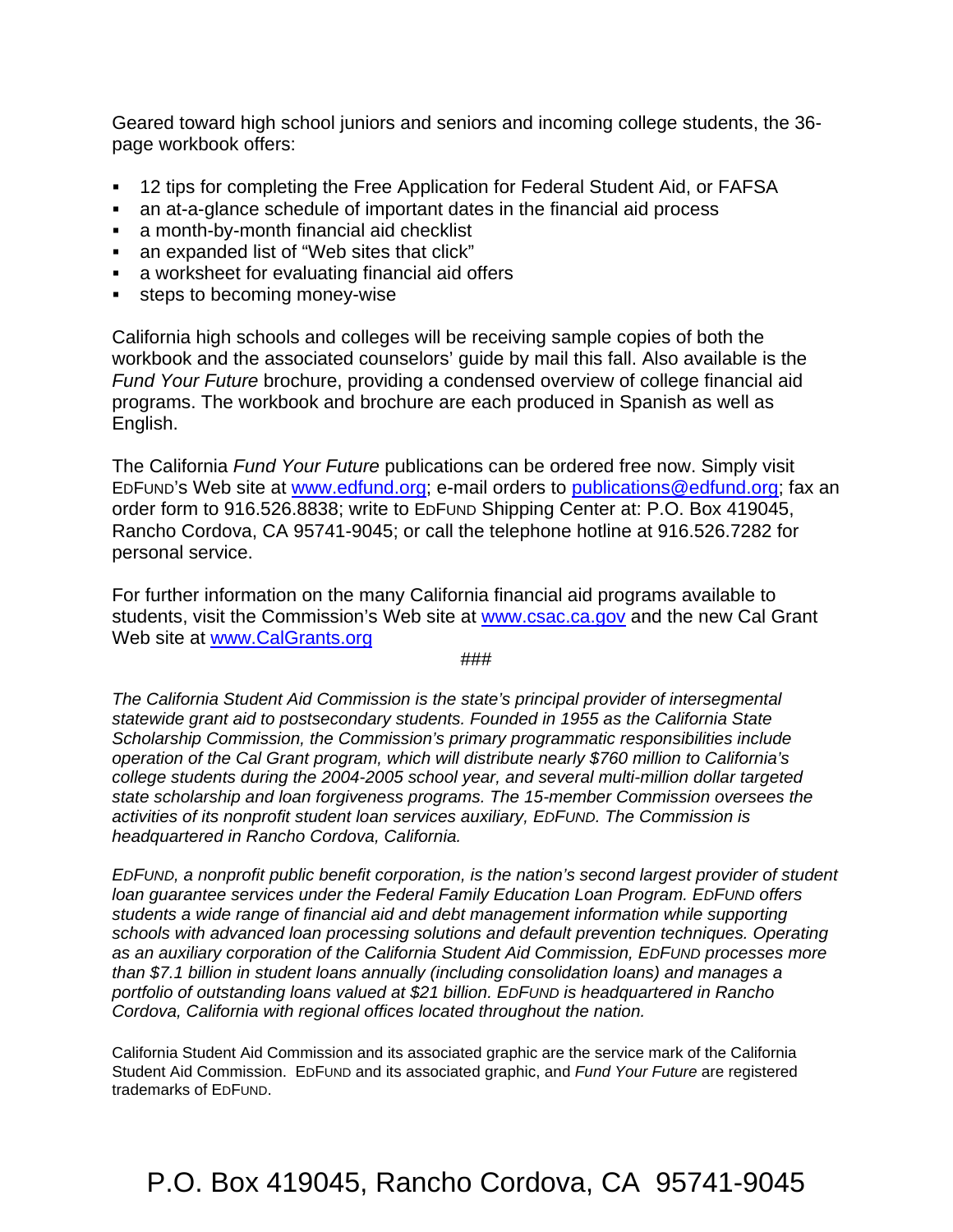Geared toward high school juniors and seniors and incoming college students, the 36-page workbook offers:

- 12 tips for completing the Free Application for Federal Student Aid, or FAFSA
- an at-a-glance schedule of important dates in the financial aid process
- a month-by-month financial aid checklist
- an expanded list of "Web sites that click"
- a worksheet for evaluating financial aid offers
- steps to becoming money-wise

California high schools and colleges will be receiving sample copies of both the workbook and the associated counselors' guide by mail this fall. Also available is the *Fund Your Future* brochure, providing a condensed overview of college financial aid programs. The workbook and brochure are each produced in Spanish as well as English.

The California *Fund Your Future* publications can be ordered free now. Simply visit EDFUND's Web site at www.edfund.org; e-mail orders to publications@edfund.org; fax an order form to 916.526.8838; write to EDFUND Shipping Center at: P.O. Box 419045, Rancho Cordova, CA 95741-9045; or call the telephone hotline at 916.526.7282 for personal service.

For further information on the many California financial aid programs available to students, visit the Commission's Web site at www.csac.ca.gov and the new Cal Grant Web site at www.CalGrants.org

###

*The California Student Aid Commission is the state's principal provider of intersegmental statewide grant aid to postsecondary students. Founded in 1955 as the California State Scholarship Commission, the Commission's primary programmatic responsibilities include operation of the Cal Grant program, which will distribute nearly $760 million to California's college students during the 2004-2005 school year, and several multi-million dollar targeted state scholarship and loan forgiveness programs. The 15-member Commission oversees the activities of its nonprofit student loan services auxiliary, EDFUND. The Commission is headquartered in Rancho Cordova, California.*

*EDFUND, a nonprofit public benefit corporation, is the nation's second largest provider of student loan guarantee services under the Federal Family Education Loan Program. EDFUND offers students a wide range of financial aid and debt management information while supporting schools with advanced loan processing solutions and default prevention techniques. Operating as an auxiliary corporation of the California Student Aid Commission, EDFUND processes more than $7.1 billion in student loans annually (including consolidation loans) and manages a portfolio of outstanding loans valued at $21 billion. EDFUND is headquartered in Rancho Cordova, California with regional offices located throughout the nation.*

California Student Aid Commission and its associated graphic are the service mark of the California Student Aid Commission. EDFUND and its associated graphic, and *Fund Your Future* are registered trademarks of EDFUND.

P.O. Box 419045, Rancho Cordova, CA 95741-9045